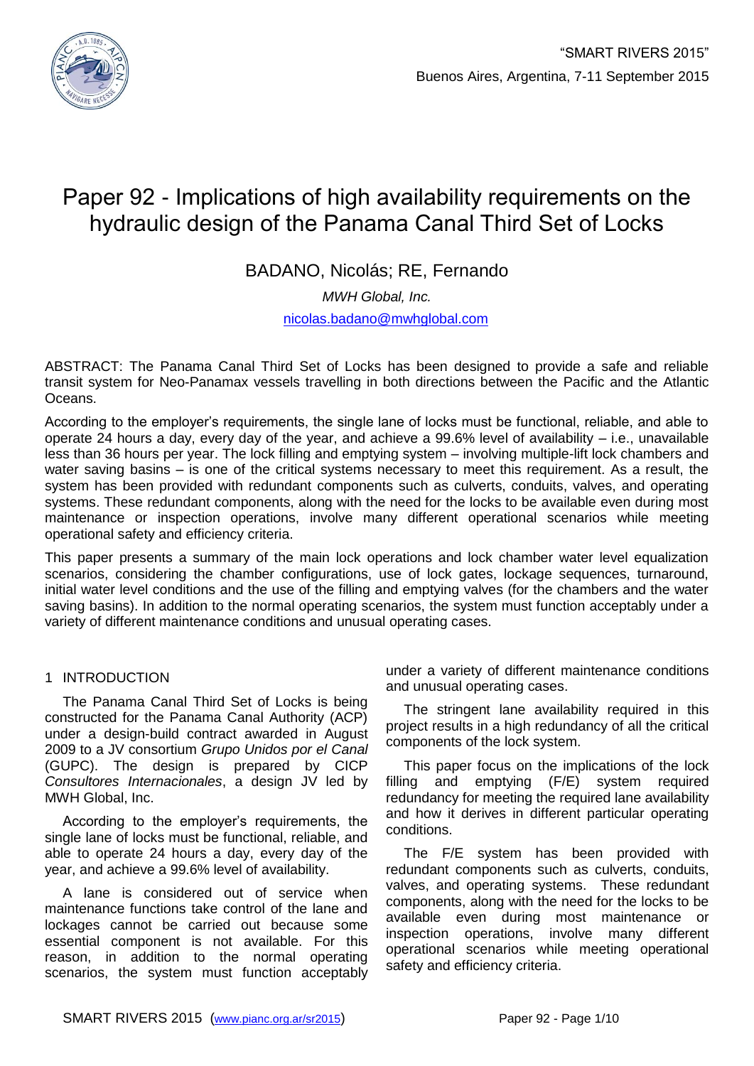# Paper 92 - Implications of high availability requirements on the hydraulic design of the Panama Canal Third Set of Locks

BADANO, Nicolás; RE, Fernando

*MWH Global, Inc.*

nicolas.badano@mwhglobal.com

ABSTRACT: The Panama Canal Third Set of Locks has been designed to provide a safe and reliable transit system for Neo-Panamax vessels travelling in both directions between the Pacific and the Atlantic Oceans.

According to the employer's requirements, the single lane of locks must be functional, reliable, and able to operate 24 hours a day, every day of the year, and achieve a 99.6% level of availability – i.e., unavailable less than 36 hours per year. The lock filling and emptying system – involving multiple-lift lock chambers and water saving basins – is one of the critical systems necessary to meet this requirement. As a result, the system has been provided with redundant components such as culverts, conduits, valves, and operating systems. These redundant components, along with the need for the locks to be available even during most maintenance or inspection operations, involve many different operational scenarios while meeting operational safety and efficiency criteria.

This paper presents a summary of the main lock operations and lock chamber water level equalization scenarios, considering the chamber configurations, use of lock gates, lockage sequences, turnaround, initial water level conditions and the use of the filling and emptying valves (for the chambers and the water saving basins). In addition to the normal operating scenarios, the system must function acceptably under a variety of different maintenance conditions and unusual operating cases.

## 1 INTRODUCTION

The Panama Canal Third Set of Locks is being constructed for the Panama Canal Authority (ACP) under a design-build contract awarded in August 2009 to a JV consortium *Grupo Unidos por el Canal* (GUPC). The design is prepared by CICP *Consultores Internacionales*, a design JV led by MWH Global, Inc.

According to the employer's requirements, the single lane of locks must be functional, reliable, and able to operate 24 hours a day, every day of the year, and achieve a 99.6% level of availability.

A lane is considered out of service when maintenance functions take control of the lane and lockages cannot be carried out because some essential component is not available. For this reason, in addition to the normal operating scenarios, the system must function acceptably under a variety of different maintenance conditions and unusual operating cases.

The stringent lane availability required in this project results in a high redundancy of all the critical components of the lock system.

This paper focus on the implications of the lock filling and emptying (F/E) system required redundancy for meeting the required lane availability and how it derives in different particular operating conditions.

The F/E system has been provided with redundant components such as culverts, conduits, valves, and operating systems. These redundant components, along with the need for the locks to be available even during most maintenance or inspection operations, involve many different operational scenarios while meeting operational safety and efficiency criteria.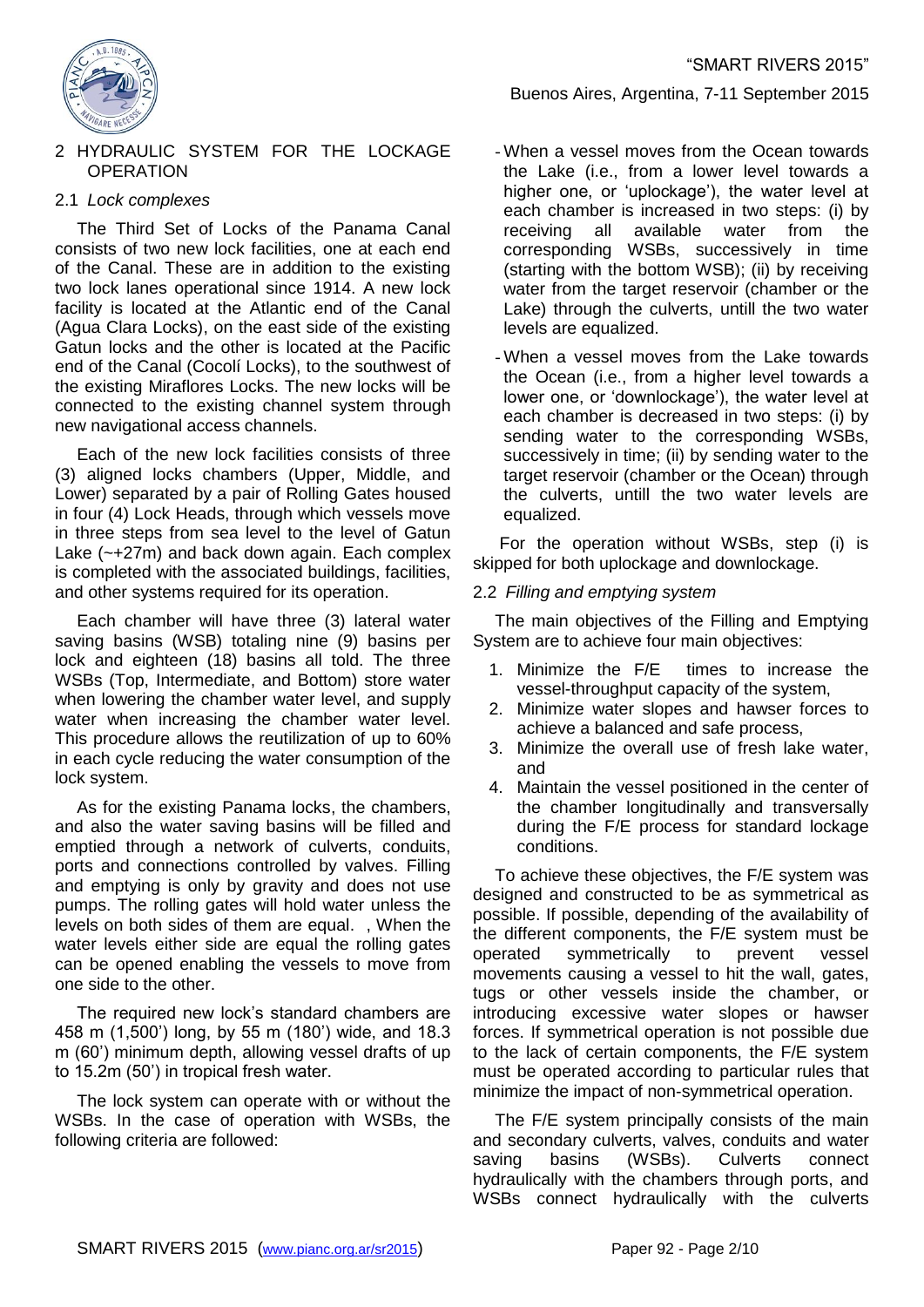## 2 HYDRAULIC SYSTEM FOR THE LOCKAGE OPERATION

### 2.1 *Lock complexes*

The Third Set of Locks of the Panama Canal consists of two new lock facilities, one at each end of the Canal. These are in addition to the existing two lock lanes operational since 1914. A new lock facility is located at the Atlantic end of the Canal (Agua Clara Locks), on the east side of the existing Gatun locks and the other is located at the Pacific end of the Canal (Cocolí Locks), to the southwest of the existing Miraflores Locks. The new locks will be connected to the existing channel system through new navigational access channels.

Each of the new lock facilities consists of three (3) aligned locks chambers (Upper, Middle, and Lower) separated by a pair of Rolling Gates housed in four (4) Lock Heads, through which vessels move in three steps from sea level to the level of Gatun Lake (~+27m) and back down again. Each complex is completed with the associated buildings, facilities, and other systems required for its operation.

Each chamber will have three (3) lateral water saving basins (WSB) totaling nine (9) basins per lock and eighteen (18) basins all told. The three WSBs (Top, Intermediate, and Bottom) store water when lowering the chamber water level, and supply water when increasing the chamber water level. This procedure allows the reutilization of up to 60% in each cycle reducing the water consumption of the lock system.

As for the existing Panama locks, the chambers, and also the water saving basins will be filled and emptied through a network of culverts, conduits, ports and connections controlled by valves. Filling and emptying is only by gravity and does not use pumps. The rolling gates will hold water unless the levels on both sides of them are equal. , When the water levels either side are equal the rolling gates can be opened enabling the vessels to move from one side to the other.

The required new lock's standard chambers are 458 m (1,500') long, by 55 m (180') wide, and 18.3 m (60') minimum depth, allowing vessel drafts of up to 15.2m (50') in tropical fresh water.

The lock system can operate with or without the WSBs. In the case of operation with WSBs, the following criteria are followed:

- When a vessel moves from the Ocean towards the Lake (i.e., from a lower level towards a higher one, or 'uplockage'), the water level at each chamber is increased in two steps: (i) by receiving all available water from the corresponding WSBs, successively in time (starting with the bottom WSB); (ii) by receiving water from the target reservoir (chamber or the Lake) through the culverts, untill the two water levels are equalized.
- When a vessel moves from the Lake towards the Ocean (i.e., from a higher level towards a lower one, or 'downlockage'), the water level at each chamber is decreased in two steps: (i) by sending water to the corresponding WSBs, successively in time; (ii) by sending water to the target reservoir (chamber or the Ocean) through the culverts, untill the two water levels are equalized.

For the operation without WSBs, step (i) is skipped for both uplockage and downlockage.

### 2.2 *Filling and emptying system*

The main objectives of the Filling and Emptying System are to achieve four main objectives:

1. Minimize the F/E times to increase the vessel-throughput capacity of the system,
2. Minimize water slopes and hawser forces to achieve a balanced and safe process,
3. Minimize the overall use of fresh lake water, and
4. Maintain the vessel positioned in the center of the chamber longitudinally and transversally during the F/E process for standard lockage conditions.

To achieve these objectives, the F/E system was designed and constructed to be as symmetrical as possible. If possible, depending of the availability of the different components, the F/E system must be operated symmetrically to prevent vessel movements causing a vessel to hit the wall, gates, tugs or other vessels inside the chamber, or introducing excessive water slopes or hawser forces. If symmetrical operation is not possible due to the lack of certain components, the F/E system must be operated according to particular rules that minimize the impact of non-symmetrical operation.

The F/E system principally consists of the main and secondary culverts, valves, conduits and water saving basins (WSBs). Culverts connect hydraulically with the chambers through ports, and WSBs connect hydraulically with the culverts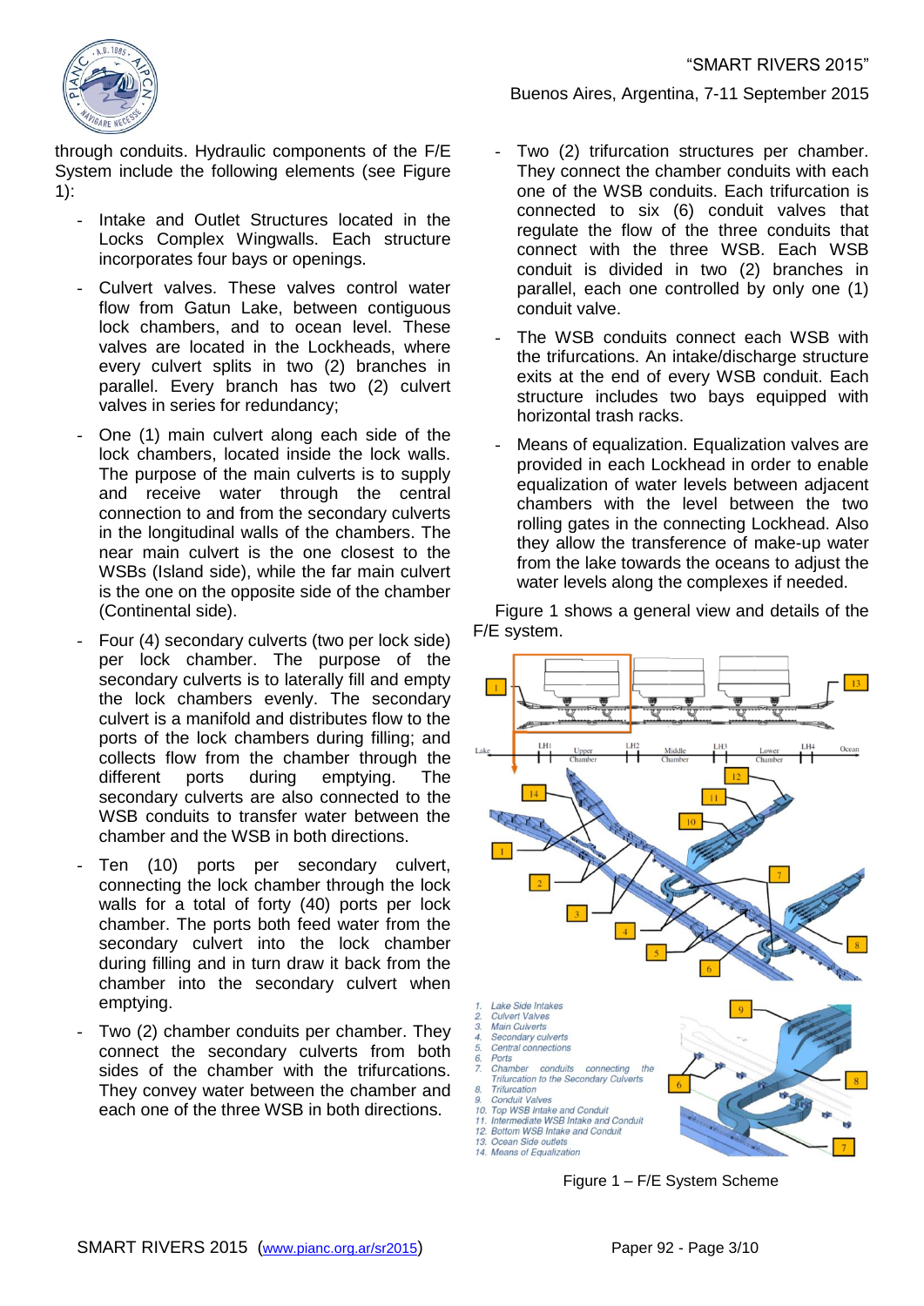through conduits. Hydraulic components of the F/E System include the following elements (see Figure 1):

- Intake and Outlet Structures located in the Locks Complex Wingwalls. Each structure incorporates four bays or openings.
- Culvert valves. These valves control water flow from Gatun Lake, between contiguous lock chambers, and to ocean level. These valves are located in the Lockheads, where every culvert splits in two (2) branches in parallel. Every branch has two (2) culvert valves in series for redundancy;
- One (1) main culvert along each side of the lock chambers, located inside the lock walls. The purpose of the main culverts is to supply and receive water through the central connection to and from the secondary culverts in the longitudinal walls of the chambers. The near main culvert is the one closest to the WSBs (Island side), while the far main culvert is the one on the opposite side of the chamber (Continental side).
- Four (4) secondary culverts (two per lock side) per lock chamber. The purpose of the secondary culverts is to laterally fill and empty the lock chambers evenly. The secondary culvert is a manifold and distributes flow to the ports of the lock chambers during filling; and collects flow from the chamber through the different ports during emptying. The secondary culverts are also connected to the WSB conduits to transfer water between the chamber and the WSB in both directions.
- Ten (10) ports per secondary culvert, connecting the lock chamber through the lock walls for a total of forty (40) ports per lock chamber. The ports both feed water from the secondary culvert into the lock chamber during filling and in turn draw it back from the chamber into the secondary culvert when emptying.
- Two (2) chamber conduits per chamber. They connect the secondary culverts from both sides of the chamber with the trifurcations. They convey water between the chamber and each one of the three WSB in both directions.
- Two (2) trifurcation structures per chamber. They connect the chamber conduits with each one of the WSB conduits. Each trifurcation is connected to six (6) conduit valves that regulate the flow of the three conduits that connect with the three WSB. Each WSB conduit is divided in two (2) branches in parallel, each one controlled by only one (1) conduit valve.
- The WSB conduits connect each WSB with the trifurcations. An intake/discharge structure exits at the end of every WSB conduit. Each structure includes two bays equipped with horizontal trash racks.
- Means of equalization. Equalization valves are provided in each Lockhead in order to enable equalization of water levels between adjacent chambers with the level between the two rolling gates in the connecting Lockhead. Also they allow the transference of make-up water from the lake towards the oceans to adjust the water levels along the complexes if needed.

Figure 1 shows a general view and details of the F/E system.

1. Lake Side Intakes
2. Culvert Valves
3. Main Culverts
4. Secondary culverts
5. Central connections
6. Ports
7. Chamber conduits connecting the Trifurcation to the Secondary Culverts
8. Trifurcation
9. Conduit Valves
10. Top WSB intake and Conduit
11. Intermediate WSB Intake and Conduit
12. Bottom WSB Intake and Conduit
13. Ocean Side outlets
14. Means of Equalization

Figure 1 – F/E System Scheme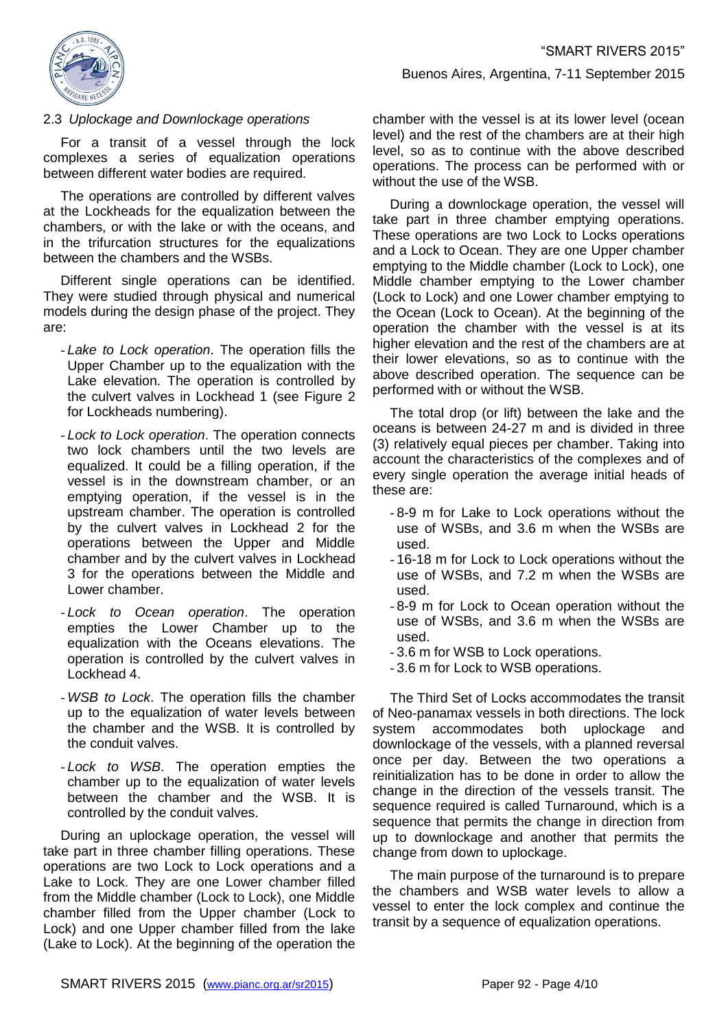### 2.3 *Uplockage and Downlockage operations*

For a transit of a vessel through the lock complexes a series of equalization operations between different water bodies are required.

The operations are controlled by different valves at the Lockheads for the equalization between the chambers, or with the lake or with the oceans, and in the trifurcation structures for the equalizations between the chambers and the WSBs.

Different single operations can be identified. They were studied through physical and numerical models during the design phase of the project. They are:

- *Lake to Lock operation*. The operation fills the Upper Chamber up to the equalization with the Lake elevation. The operation is controlled by the culvert valves in Lockhead 1 (see Figure 2 for Lockheads numbering).
- *Lock to Lock operation*. The operation connects two lock chambers until the two levels are equalized. It could be a filling operation, if the vessel is in the downstream chamber, or an emptying operation, if the vessel is in the upstream chamber. The operation is controlled by the culvert valves in Lockhead 2 for the operations between the Upper and Middle chamber and by the culvert valves in Lockhead 3 for the operations between the Middle and Lower chamber.
- *Lock to Ocean operation*. The operation empties the Lower Chamber up to the equalization with the Oceans elevations. The operation is controlled by the culvert valves in Lockhead 4.
- *WSB to Lock*. The operation fills the chamber up to the equalization of water levels between the chamber and the WSB. It is controlled by the conduit valves.
- *Lock to WSB*. The operation empties the chamber up to the equalization of water levels between the chamber and the WSB. It is controlled by the conduit valves.

During an uplockage operation, the vessel will take part in three chamber filling operations. These operations are two Lock to Lock operations and a Lake to Lock. They are one Lower chamber filled from the Middle chamber (Lock to Lock), one Middle chamber filled from the Upper chamber (Lock to Lock) and one Upper chamber filled from the lake (Lake to Lock). At the beginning of the operation the chamber with the vessel is at its lower level (ocean level) and the rest of the chambers are at their high level, so as to continue with the above described operations. The process can be performed with or without the use of the WSB.

During a downlockage operation, the vessel will take part in three chamber emptying operations. These operations are two Lock to Locks operations and a Lock to Ocean. They are one Upper chamber emptying to the Middle chamber (Lock to Lock), one Middle chamber emptying to the Lower chamber (Lock to Lock) and one Lower chamber emptying to the Ocean (Lock to Ocean). At the beginning of the operation the chamber with the vessel is at its higher elevation and the rest of the chambers are at their lower elevations, so as to continue with the above described operation. The sequence can be performed with or without the WSB.

The total drop (or lift) between the lake and the oceans is between 24-27 m and is divided in three (3) relatively equal pieces per chamber. Taking into account the characteristics of the complexes and of every single operation the average initial heads of these are:

- 8-9 m for Lake to Lock operations without the use of WSBs, and 3.6 m when the WSBs are used.
- 16-18 m for Lock to Lock operations without the use of WSBs, and 7.2 m when the WSBs are used.
- 8-9 m for Lock to Ocean operation without the use of WSBs, and 3.6 m when the WSBs are used.
- 3.6 m for WSB to Lock operations.
- 3.6 m for Lock to WSB operations.

The Third Set of Locks accommodates the transit of Neo-panamax vessels in both directions. The lock system accommodates both uplockage and downlockage of the vessels, with a planned reversal once per day. Between the two operations a reinitialization has to be done in order to allow the change in the direction of the vessels transit. The sequence required is called Turnaround, which is a sequence that permits the change in direction from up to downlockage and another that permits the change from down to uplockage.

The main purpose of the turnaround is to prepare the chambers and WSB water levels to allow a vessel to enter the lock complex and continue the transit by a sequence of equalization operations.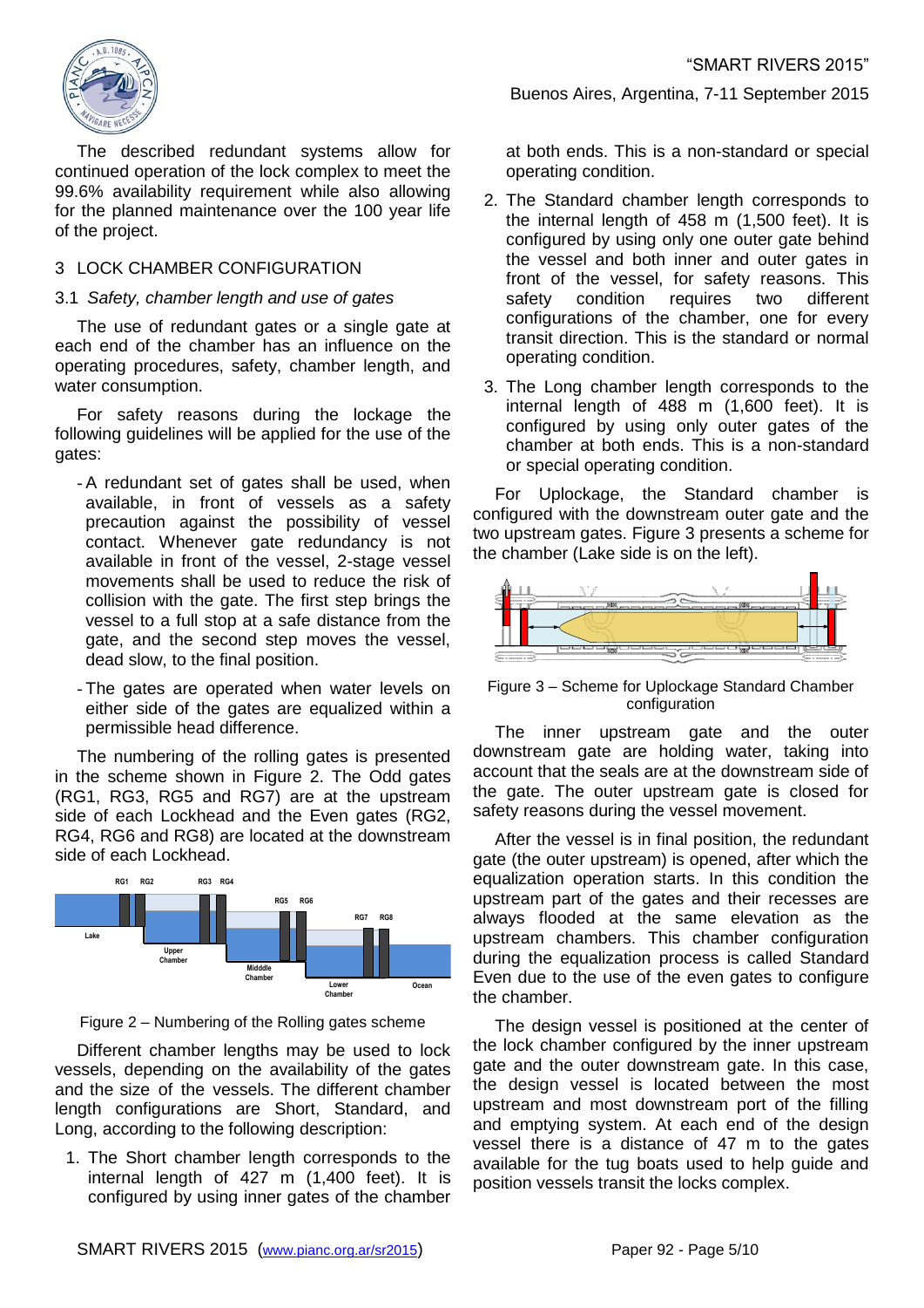The described redundant systems allow for continued operation of the lock complex to meet the 99.6% availability requirement while also allowing for the planned maintenance over the 100 year life of the project.

## 3 LOCK CHAMBER CONFIGURATION

### 3.1 *Safety, chamber length and use of gates*

The use of redundant gates or a single gate at each end of the chamber has an influence on the operating procedures, safety, chamber length, and water consumption.

For safety reasons during the lockage the following guidelines will be applied for the use of the gates:

- A redundant set of gates shall be used, when available, in front of vessels as a safety precaution against the possibility of vessel contact. Whenever gate redundancy is not available in front of the vessel, 2-stage vessel movements shall be used to reduce the risk of collision with the gate. The first step brings the vessel to a full stop at a safe distance from the gate, and the second step moves the vessel, dead slow, to the final position.
- The gates are operated when water levels on either side of the gates are equalized within a permissible head difference.

The numbering of the rolling gates is presented in the scheme shown in Figure 2. The Odd gates (RG1, RG3, RG5 and RG7) are at the upstream side of each Lockhead and the Even gates (RG2, RG4, RG6 and RG8) are located at the downstream side of each Lockhead.

Figure 2 – Numbering of the Rolling gates scheme

Different chamber lengths may be used to lock vessels, depending on the availability of the gates and the size of the vessels. The different chamber length configurations are Short, Standard, and Long, according to the following description:

1. The Short chamber length corresponds to the internal length of 427 m (1,400 feet). It is configured by using inner gates of the chamber at both ends. This is a non-standard or special operating condition.
2. The Standard chamber length corresponds to the internal length of 458 m (1,500 feet). It is configured by using only one outer gate behind the vessel and both inner and outer gates in front of the vessel, for safety reasons. This safety condition requires two different configurations of the chamber, one for every transit direction. This is the standard or normal operating condition.
3. The Long chamber length corresponds to the internal length of 488 m (1,600 feet). It is configured by using only outer gates of the chamber at both ends. This is a non-standard or special operating condition.

For Uplockage, the Standard chamber is configured with the downstream outer gate and the two upstream gates. Figure 3 presents a scheme for the chamber (Lake side is on the left).

Figure 3 – Scheme for Uplockage Standard Chamber configuration

The inner upstream gate and the outer downstream gate are holding water, taking into account that the seals are at the downstream side of the gate. The outer upstream gate is closed for safety reasons during the vessel movement.

After the vessel is in final position, the redundant gate (the outer upstream) is opened, after which the equalization operation starts. In this condition the upstream part of the gates and their recesses are always flooded at the same elevation as the upstream chambers. This chamber configuration during the equalization process is called Standard Even due to the use of the even gates to configure the chamber.

The design vessel is positioned at the center of the lock chamber configured by the inner upstream gate and the outer downstream gate. In this case, the design vessel is located between the most upstream and most downstream port of the filling and emptying system. At each end of the design vessel there is a distance of 47 m to the gates available for the tug boats used to help guide and position vessels transit the locks complex.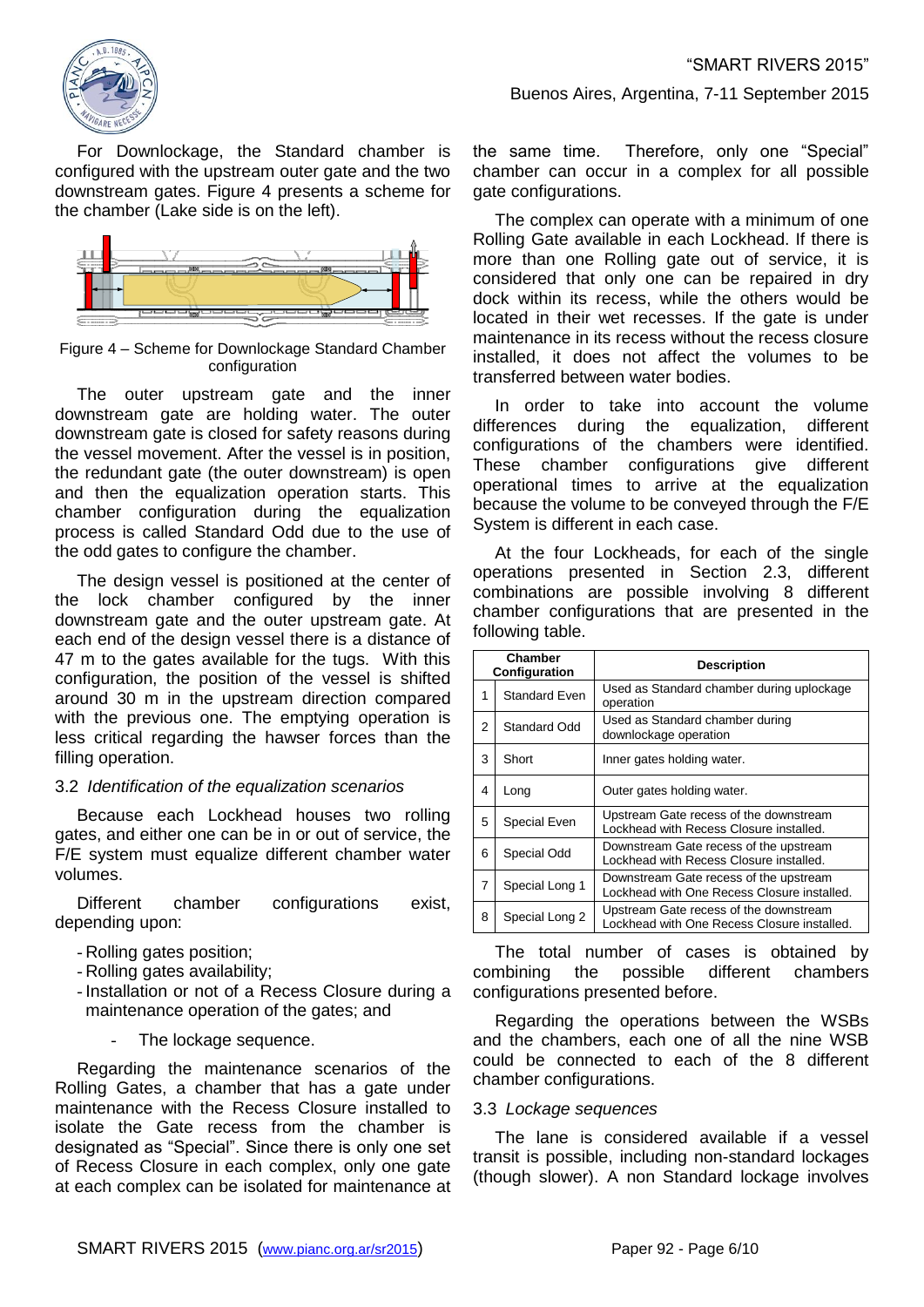For Downlockage, the Standard chamber is configured with the upstream outer gate and the two downstream gates. Figure 4 presents a scheme for the chamber (Lake side is on the left).

Figure 4 – Scheme for Downlockage Standard Chamber configuration

The outer upstream gate and the inner downstream gate are holding water. The outer downstream gate is closed for safety reasons during the vessel movement. After the vessel is in position, the redundant gate (the outer downstream) is open and then the equalization operation starts. This chamber configuration during the equalization process is called Standard Odd due to the use of the odd gates to configure the chamber.

The design vessel is positioned at the center of the lock chamber configured by the inner downstream gate and the outer upstream gate. At each end of the design vessel there is a distance of 47 m to the gates available for the tugs. With this configuration, the position of the vessel is shifted around 30 m in the upstream direction compared with the previous one. The emptying operation is less critical regarding the hawser forces than the filling operation.

### 3.2 *Identification of the equalization scenarios*

Because each Lockhead houses two rolling gates, and either one can be in or out of service, the F/E system must equalize different chamber water volumes.

Different chamber configurations exist, depending upon:

- Rolling gates position;
- Rolling gates availability;
- Installation or not of a Recess Closure during a maintenance operation of the gates; and
- The lockage sequence.

Regarding the maintenance scenarios of the Rolling Gates, a chamber that has a gate under maintenance with the Recess Closure installed to isolate the Gate recess from the chamber is designated as “Special”. Since there is only one set of Recess Closure in each complex, only one gate at each complex can be isolated for maintenance at the same time. Therefore, only one “Special” chamber can occur in a complex for all possible gate configurations.

The complex can operate with a minimum of one Rolling Gate available in each Lockhead. If there is more than one Rolling gate out of service, it is considered that only one can be repaired in dry dock within its recess, while the others would be located in their wet recesses. If the gate is under maintenance in its recess without the recess closure installed, it does not affect the volumes to be transferred between water bodies.

In order to take into account the volume differences during the equalization, different configurations of the chambers were identified. These chamber configurations give different operational times to arrive at the equalization because the volume to be conveyed through the F/E System is different in each case.

At the four Lockheads, for each of the single operations presented in Section 2.3, different combinations are possible involving 8 different chamber configurations that are presented in the following table.

| | Chamber Configuration | Description |
|---|---|---|
| 1 | Standard Even | Used as Standard chamber during uplockage operation |
| 2 | Standard Odd | Used as Standard chamber during downlockage operation |
| 3 | Short | Inner gates holding water. |
| 4 | Long | Outer gates holding water. |
| 5 | Special Even | Upstream Gate recess of the downstream Lockhead with Recess Closure installed. |
| 6 | Special Odd | Downstream Gate recess of the upstream Lockhead with Recess Closure installed. |
| 7 | Special Long 1 | Downstream Gate recess of the upstream Lockhead with One Recess Closure installed. |
| 8 | Special Long 2 | Upstream Gate recess of the downstream Lockhead with One Recess Closure installed. |

The total number of cases is obtained by combining the possible different chambers configurations presented before.

Regarding the operations between the WSBs and the chambers, each one of all the nine WSB could be connected to each of the 8 different chamber configurations.

### 3.3 *Lockage sequences*

The lane is considered available if a vessel transit is possible, including non-standard lockages (though slower). A non Standard lockage involves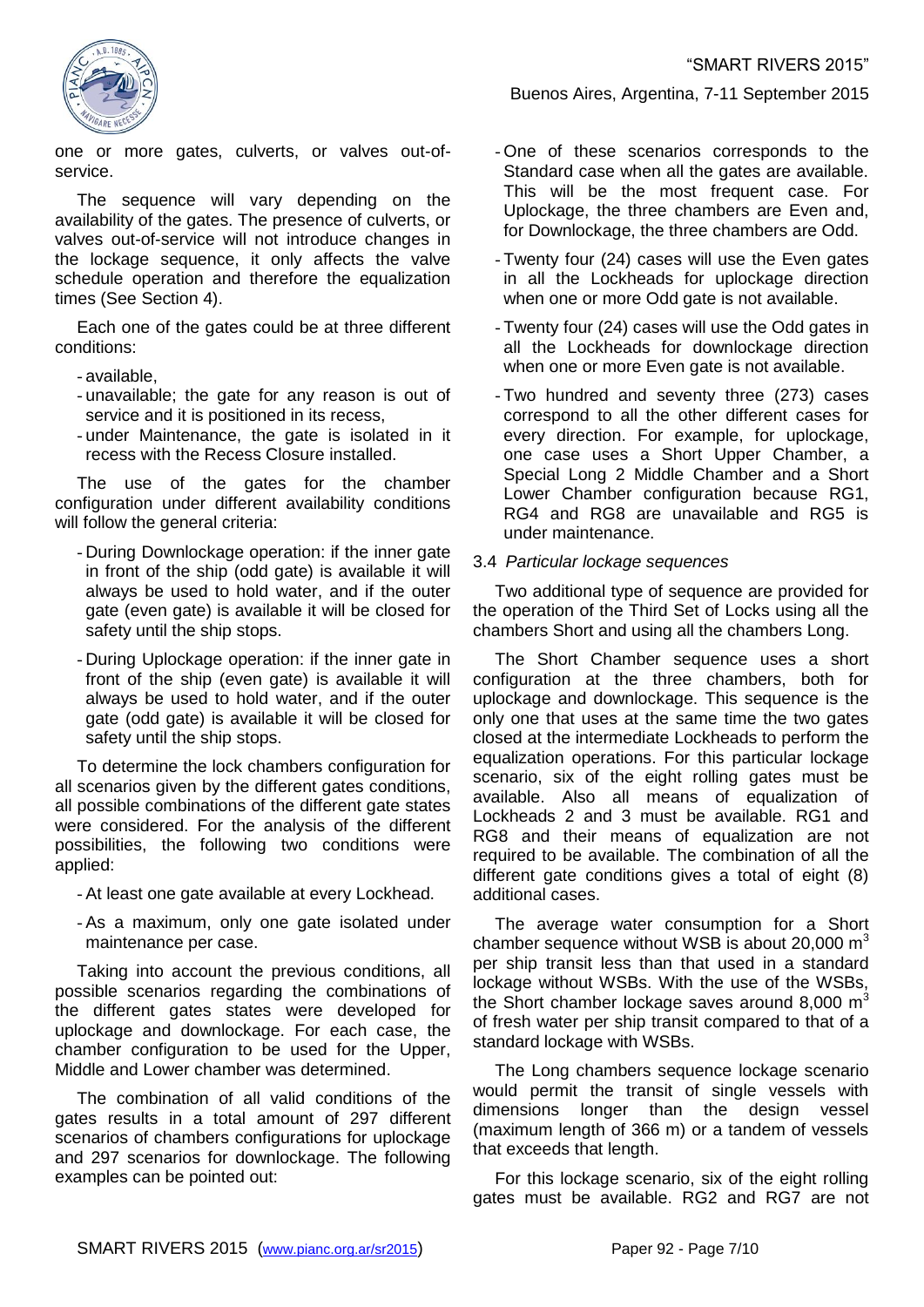one or more gates, culverts, or valves out-of-service.

The sequence will vary depending on the availability of the gates. The presence of culverts, or valves out-of-service will not introduce changes in the lockage sequence, it only affects the valve schedule operation and therefore the equalization times (See Section 4).

Each one of the gates could be at three different conditions:

- available,
- unavailable; the gate for any reason is out of service and it is positioned in its recess,
- under Maintenance, the gate is isolated in it recess with the Recess Closure installed.

The use of the gates for the chamber configuration under different availability conditions will follow the general criteria:

- During Downlockage operation: if the inner gate in front of the ship (odd gate) is available it will always be used to hold water, and if the outer gate (even gate) is available it will be closed for safety until the ship stops.
- During Uplockage operation: if the inner gate in front of the ship (even gate) is available it will always be used to hold water, and if the outer gate (odd gate) is available it will be closed for safety until the ship stops.

To determine the lock chambers configuration for all scenarios given by the different gates conditions, all possible combinations of the different gate states were considered. For the analysis of the different possibilities, the following two conditions were applied:

- At least one gate available at every Lockhead.
- As a maximum, only one gate isolated under maintenance per case.

Taking into account the previous conditions, all possible scenarios regarding the combinations of the different gates states were developed for uplockage and downlockage. For each case, the chamber configuration to be used for the Upper, Middle and Lower chamber was determined.

The combination of all valid conditions of the gates results in a total amount of 297 different scenarios of chambers configurations for uplockage and 297 scenarios for downlockage. The following examples can be pointed out:

- One of these scenarios corresponds to the Standard case when all the gates are available. This will be the most frequent case. For Uplockage, the three chambers are Even and, for Downlockage, the three chambers are Odd.
- Twenty four (24) cases will use the Even gates in all the Lockheads for uplockage direction when one or more Odd gate is not available.
- Twenty four (24) cases will use the Odd gates in all the Lockheads for downlockage direction when one or more Even gate is not available.
- Two hundred and seventy three (273) cases correspond to all the other different cases for every direction. For example, for uplockage, one case uses a Short Upper Chamber, a Special Long 2 Middle Chamber and a Short Lower Chamber configuration because RG1, RG4 and RG8 are unavailable and RG5 is under maintenance.

### 3.4 *Particular lockage sequences*

Two additional type of sequence are provided for the operation of the Third Set of Locks using all the chambers Short and using all the chambers Long.

The Short Chamber sequence uses a short configuration at the three chambers, both for uplockage and downlockage. This sequence is the only one that uses at the same time the two gates closed at the intermediate Lockheads to perform the equalization operations. For this particular lockage scenario, six of the eight rolling gates must be available. Also all means of equalization of Lockheads 2 and 3 must be available. RG1 and RG8 and their means of equalization are not required to be available. The combination of all the different gate conditions gives a total of eight (8) additional cases.

The average water consumption for a Short chamber sequence without WSB is about 20,000 $m^3$ per ship transit less than that used in a standard lockage without WSBs. With the use of the WSBs, the Short chamber lockage saves around 8,000 $m^3$ of fresh water per ship transit compared to that of a standard lockage with WSBs.

The Long chambers sequence lockage scenario would permit the transit of single vessels with dimensions longer than the design vessel (maximum length of 366 m) or a tandem of vessels that exceeds that length.

For this lockage scenario, six of the eight rolling gates must be available. RG2 and RG7 are not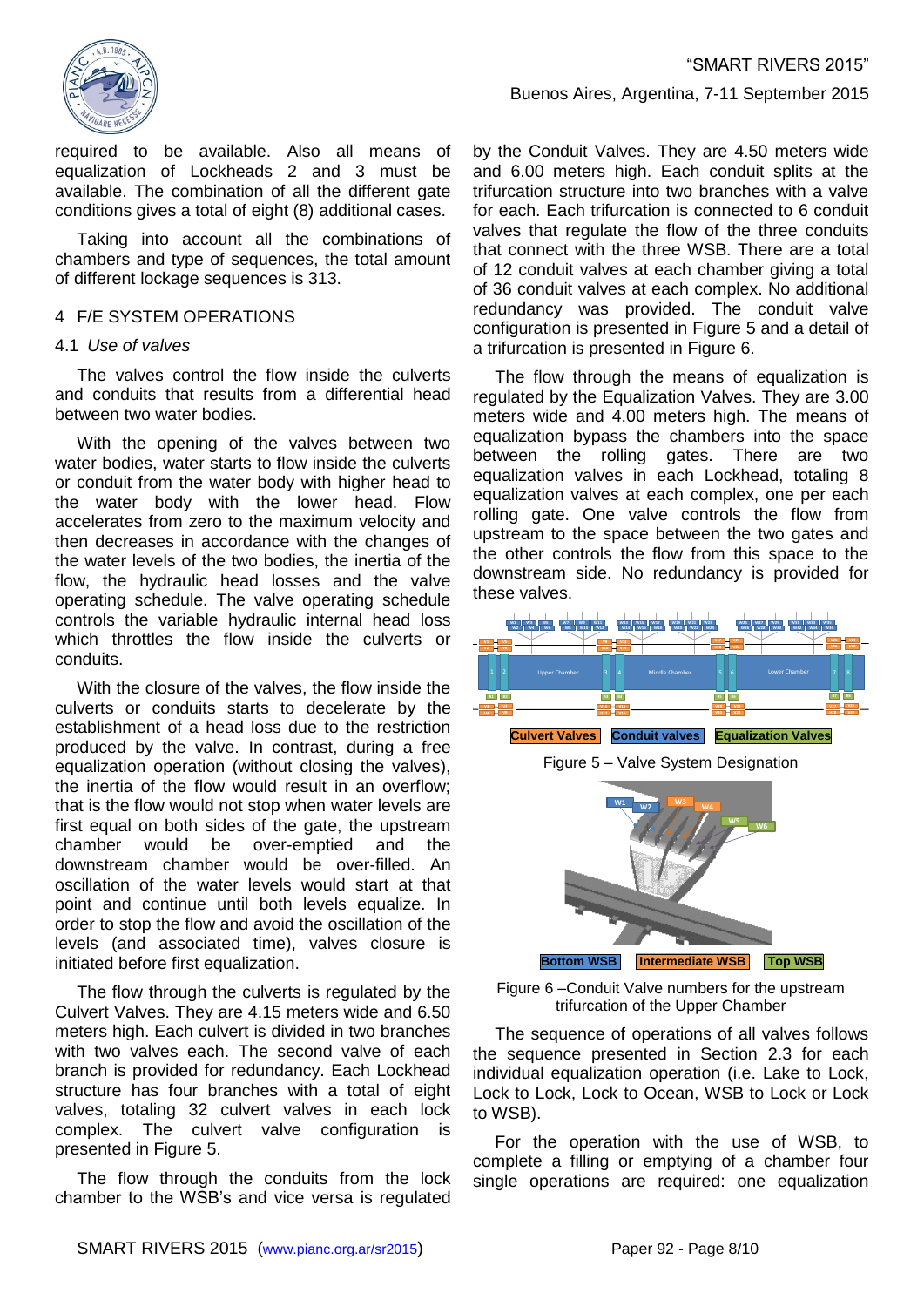required to be available. Also all means of equalization of Lockheads 2 and 3 must be available. The combination of all the different gate conditions gives a total of eight (8) additional cases.

Taking into account all the combinations of chambers and type of sequences, the total amount of different lockage sequences is 313.

## 4 F/E SYSTEM OPERATIONS

### 4.1 *Use of valves*

The valves control the flow inside the culverts and conduits that results from a differential head between two water bodies.

With the opening of the valves between two water bodies, water starts to flow inside the culverts or conduit from the water body with higher head to the water body with the lower head. Flow accelerates from zero to the maximum velocity and then decreases in accordance with the changes of the water levels of the two bodies, the inertia of the flow, the hydraulic head losses and the valve operating schedule. The valve operating schedule controls the variable hydraulic internal head loss which throttles the flow inside the culverts or conduits.

With the closure of the valves, the flow inside the culverts or conduits starts to decelerate by the establishment of a head loss due to the restriction produced by the valve. In contrast, during a free equalization operation (without closing the valves), the inertia of the flow would result in an overflow; that is the flow would not stop when water levels are first equal on both sides of the gate, the upstream chamber would be over-emptied and the downstream chamber would be over-filled. An oscillation of the water levels would start at that point and continue until both levels equalize. In order to stop the flow and avoid the oscillation of the levels (and associated time), valves closure is initiated before first equalization.

The flow through the culverts is regulated by the Culvert Valves. They are 4.15 meters wide and 6.50 meters high. Each culvert is divided in two branches with two valves each. The second valve of each branch is provided for redundancy. Each Lockhead structure has four branches with a total of eight valves, totaling 32 culvert valves in each lock complex. The culvert valve configuration is presented in Figure 5.

The flow through the conduits from the lock chamber to the WSB's and vice versa is regulated by the Conduit Valves. They are 4.50 meters wide and 6.00 meters high. Each conduit splits at the trifurcation structure into two branches with a valve for each. Each trifurcation is connected to 6 conduit valves that regulate the flow of the three conduits that connect with the three WSB. There are a total of 12 conduit valves at each chamber giving a total of 36 conduit valves at each complex. No additional redundancy was provided. The conduit valve configuration is presented in Figure 5 and a detail of a trifurcation is presented in Figure 6.

The flow through the means of equalization is regulated by the Equalization Valves. They are 3.00 meters wide and 4.00 meters high. The means of equalization bypass the chambers into the space between the rolling gates. There are two equalization valves in each Lockhead, totaling 8 equalization valves at each complex, one per each rolling gate. One valve controls the flow from upstream to the space between the two gates and the other controls the flow from this space to the downstream side. No redundancy is provided for these valves.

Figure 5 – Valve System Designation

Figure 6 –Conduit Valve numbers for the upstream trifurcation of the Upper Chamber

The sequence of operations of all valves follows the sequence presented in Section 2.3 for each individual equalization operation (i.e. Lake to Lock, Lock to Lock, Lock to Ocean, WSB to Lock or Lock to WSB).

For the operation with the use of WSB, to complete a filling or emptying of a chamber four single operations are required: one equalization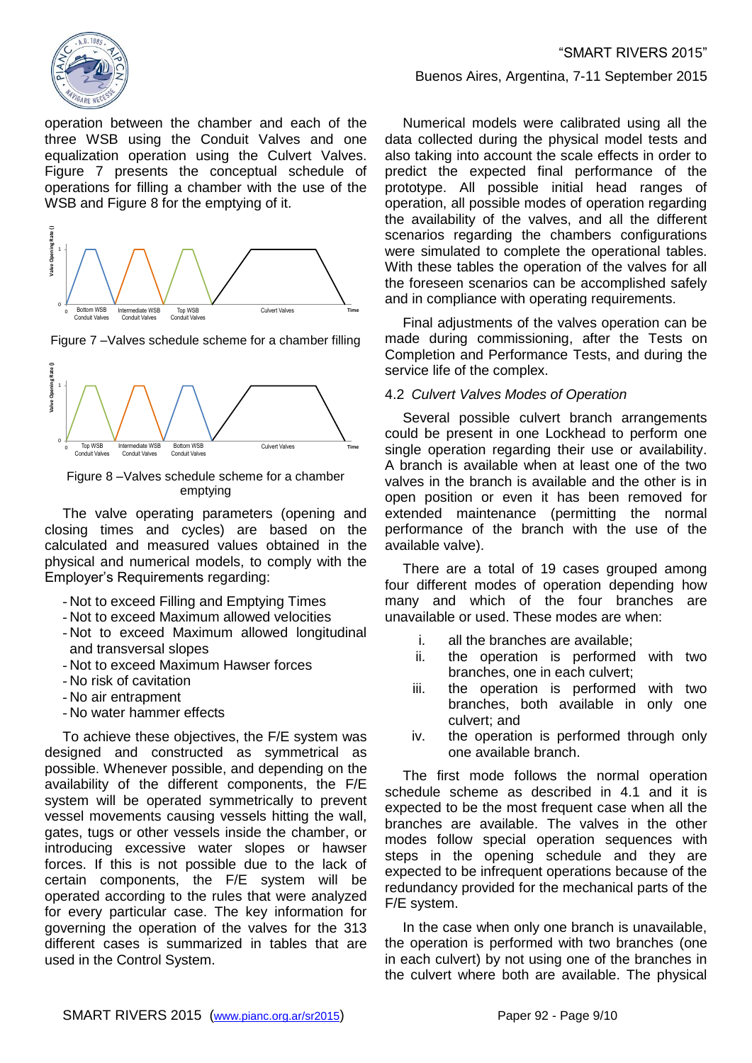operation between the chamber and each of the three WSB using the Conduit Valves and one equalization operation using the Culvert Valves. Figure 7 presents the conceptual schedule of operations for filling a chamber with the use of the WSB and Figure 8 for the emptying of it.

Figure 7 –Valves schedule scheme for a chamber filling

Figure 8 –Valves schedule scheme for a chamber emptying

The valve operating parameters (opening and closing times and cycles) are based on the calculated and measured values obtained in the physical and numerical models, to comply with the Employer's Requirements regarding:

- Not to exceed Filling and Emptying Times
- Not to exceed Maximum allowed velocities
- Not to exceed Maximum allowed longitudinal and transversal slopes
- Not to exceed Maximum Hawser forces
- No risk of cavitation
- No air entrapment
- No water hammer effects

To achieve these objectives, the F/E system was designed and constructed as symmetrical as possible. Whenever possible, and depending on the availability of the different components, the F/E system will be operated symmetrically to prevent vessel movements causing vessels hitting the wall, gates, tugs or other vessels inside the chamber, or introducing excessive water slopes or hawser forces. If this is not possible due to the lack of certain components, the F/E system will be operated according to the rules that were analyzed for every particular case. The key information for governing the operation of the valves for the 313 different cases is summarized in tables that are used in the Control System.

Numerical models were calibrated using all the data collected during the physical model tests and also taking into account the scale effects in order to predict the expected final performance of the prototype. All possible initial head ranges of operation, all possible modes of operation regarding the availability of the valves, and all the different scenarios regarding the chambers configurations were simulated to complete the operational tables. With these tables the operation of the valves for all the foreseen scenarios can be accomplished safely and in compliance with operating requirements.

Final adjustments of the valves operation can be made during commissioning, after the Tests on Completion and Performance Tests, and during the service life of the complex.

### 4.2 *Culvert Valves Modes of Operation*

Several possible culvert branch arrangements could be present in one Lockhead to perform one single operation regarding their use or availability. A branch is available when at least one of the two valves in the branch is available and the other is in open position or even it has been removed for extended maintenance (permitting the normal performance of the branch with the use of the available valve).

There are a total of 19 cases grouped among four different modes of operation depending how many and which of the four branches are unavailable or used. These modes are when:

i. all the branches are available;
ii. the operation is performed with two branches, one in each culvert;
iii. the operation is performed with two branches, both available in only one culvert; and
iv. the operation is performed through only one available branch.

The first mode follows the normal operation schedule scheme as described in 4.1 and it is expected to be the most frequent case when all the branches are available. The valves in the other modes follow special operation sequences with steps in the opening schedule and they are expected to be infrequent operations because of the redundancy provided for the mechanical parts of the F/E system.

In the case when only one branch is unavailable, the operation is performed with two branches (one in each culvert) by not using one of the branches in the culvert where both are available. The physical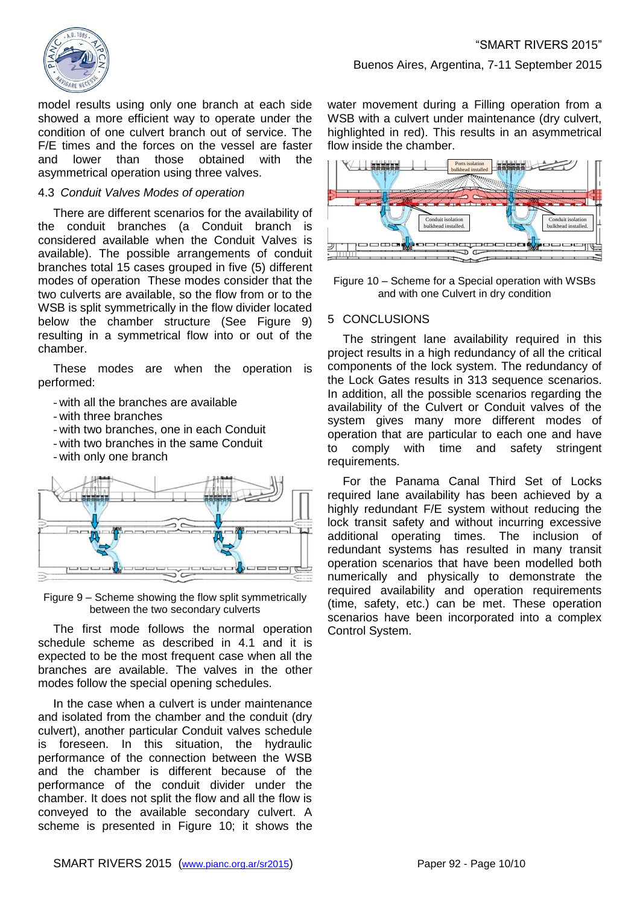model results using only one branch at each side showed a more efficient way to operate under the condition of one culvert branch out of service. The F/E times and the forces on the vessel are faster and lower than those obtained with the asymmetrical operation using three valves.

### 4.3 *Conduit Valves Modes of operation*

There are different scenarios for the availability of the conduit branches (a Conduit branch is considered available when the Conduit Valves is available). The possible arrangements of conduit branches total 15 cases grouped in five (5) different modes of operation These modes consider that the two culverts are available, so the flow from or to the WSB is split symmetrically in the flow divider located below the chamber structure (See Figure 9) resulting in a symmetrical flow into or out of the chamber.

These modes are when the operation is performed:

- with all the branches are available
- with three branches
- with two branches, one in each Conduit
- with two branches in the same Conduit
- with only one branch

Figure 9 – Scheme showing the flow split symmetrically between the two secondary culverts

The first mode follows the normal operation schedule scheme as described in 4.1 and it is expected to be the most frequent case when all the branches are available. The valves in the other modes follow the special opening schedules.

In the case when a culvert is under maintenance and isolated from the chamber and the conduit (dry culvert), another particular Conduit valves schedule is foreseen. In this situation, the hydraulic performance of the connection between the WSB and the chamber is different because of the performance of the conduit divider under the chamber. It does not split the flow and all the flow is conveyed to the available secondary culvert. A scheme is presented in Figure 10; it shows the water movement during a Filling operation from a WSB with a culvert under maintenance (dry culvert, highlighted in red). This results in an asymmetrical flow inside the chamber.

Ports isolation bulkhead installed

Conduit isolation bulkhead installed.

Conduit isolation bulkhead installed.

Figure 10 – Scheme for a Special operation with WSBs and with one Culvert in dry condition

## 5 CONCLUSIONS

The stringent lane availability required in this project results in a high redundancy of all the critical components of the lock system. The redundancy of the Lock Gates results in 313 sequence scenarios. In addition, all the possible scenarios regarding the availability of the Culvert or Conduit valves of the system gives many more different modes of operation that are particular to each one and have to comply with time and safety stringent requirements.

For the Panama Canal Third Set of Locks required lane availability has been achieved by a highly redundant F/E system without reducing the lock transit safety and without incurring excessive additional operating times. The inclusion of redundant systems has resulted in many transit operation scenarios that have been modelled both numerically and physically to demonstrate the required availability and operation requirements (time, safety, etc.) can be met. These operation scenarios have been incorporated into a complex Control System.